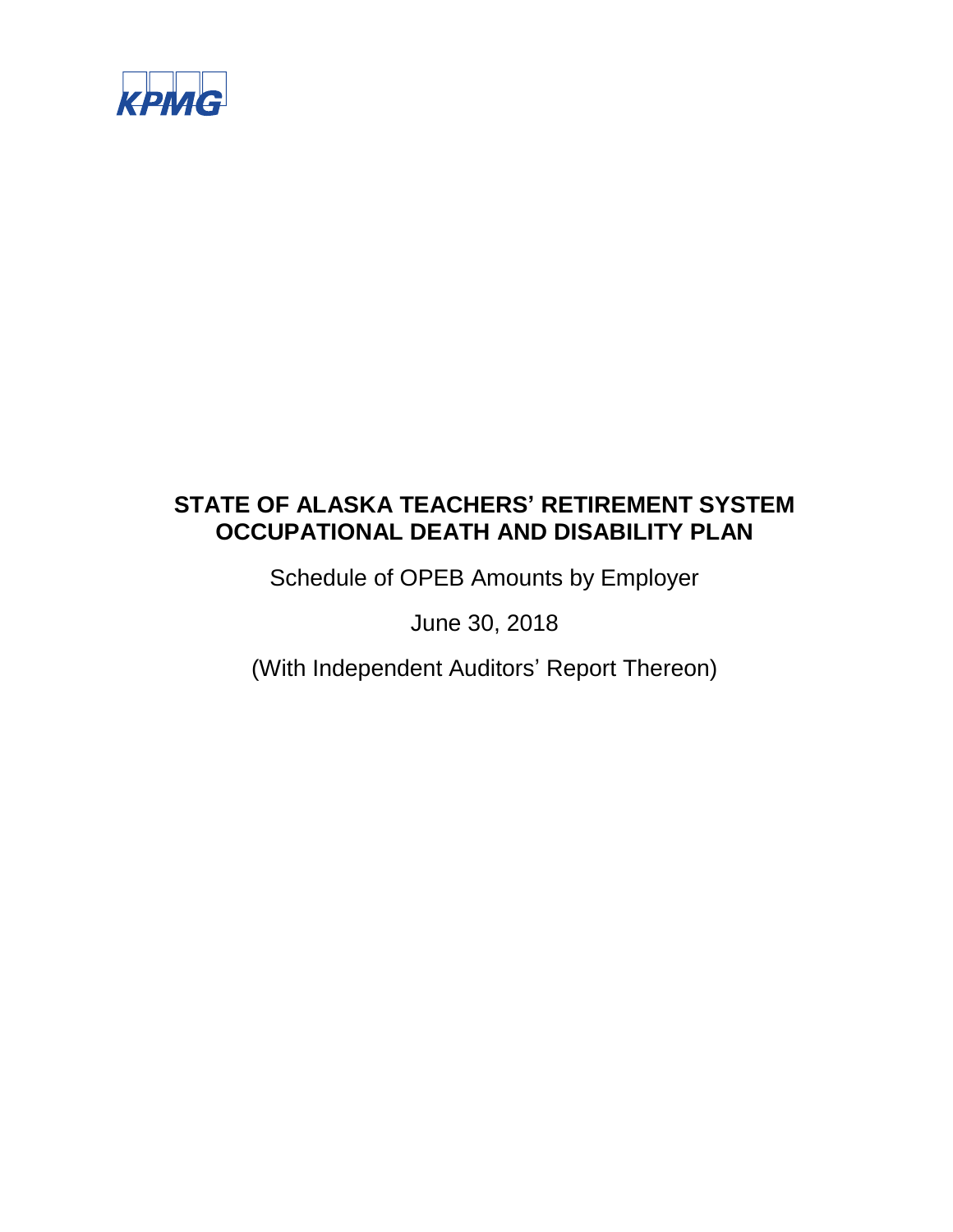KPMG

# STATE OF ALASKA TEACHERS' RETIREMENT SYSTEM OCCUPATIONAL DEATH AND DISABILITY PLAN

Schedule of OPEB Amounts by Employer

June 30, 2018

(With Independent Auditors' Report Thereon)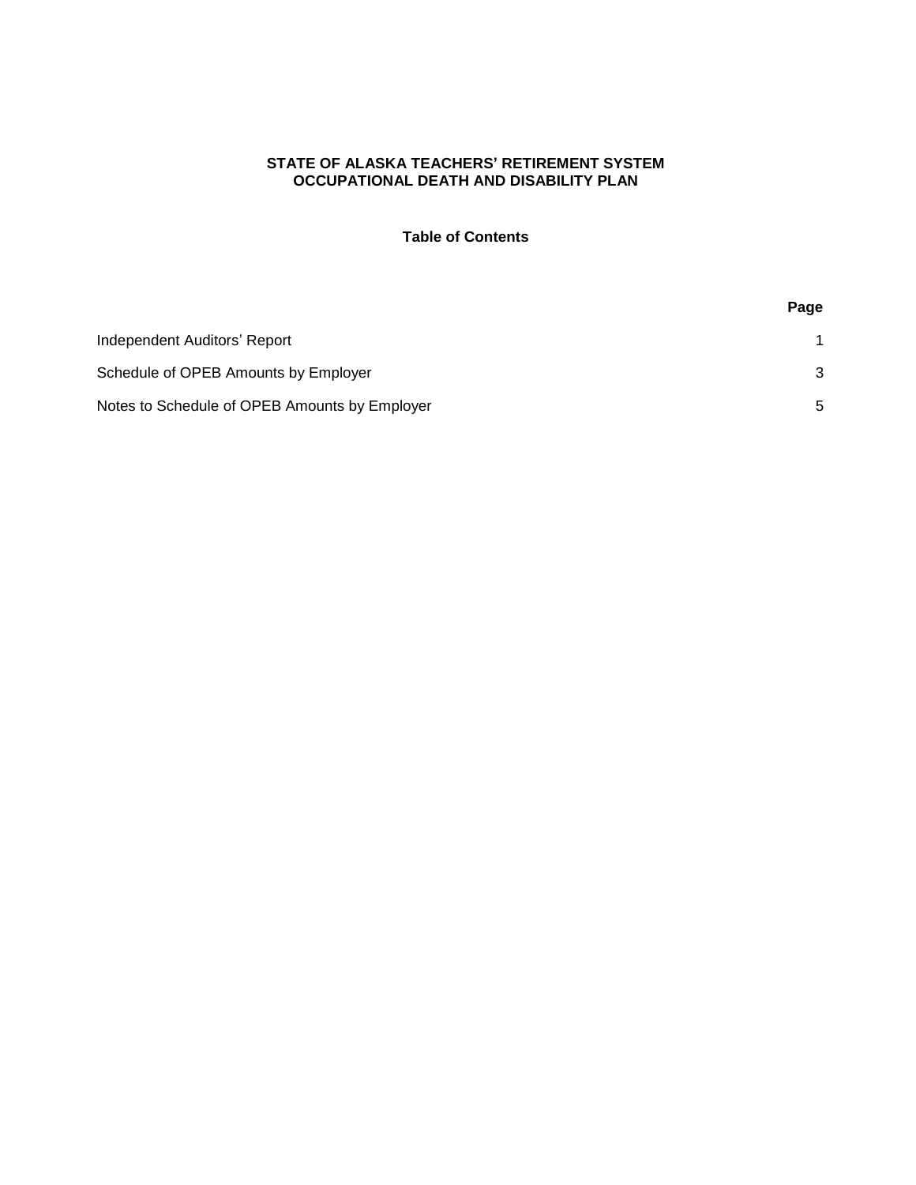# STATE OF ALASKA TEACHERS' RETIREMENT SYSTEM
# OCCUPATIONAL DEATH AND DISABILITY PLAN

## Table of Contents

| | Page |
|---|---|
| Independent Auditors' Report | 1 |
| Schedule of OPEB Amounts by Employer | 3 |
| Notes to Schedule of OPEB Amounts by Employer | 5 |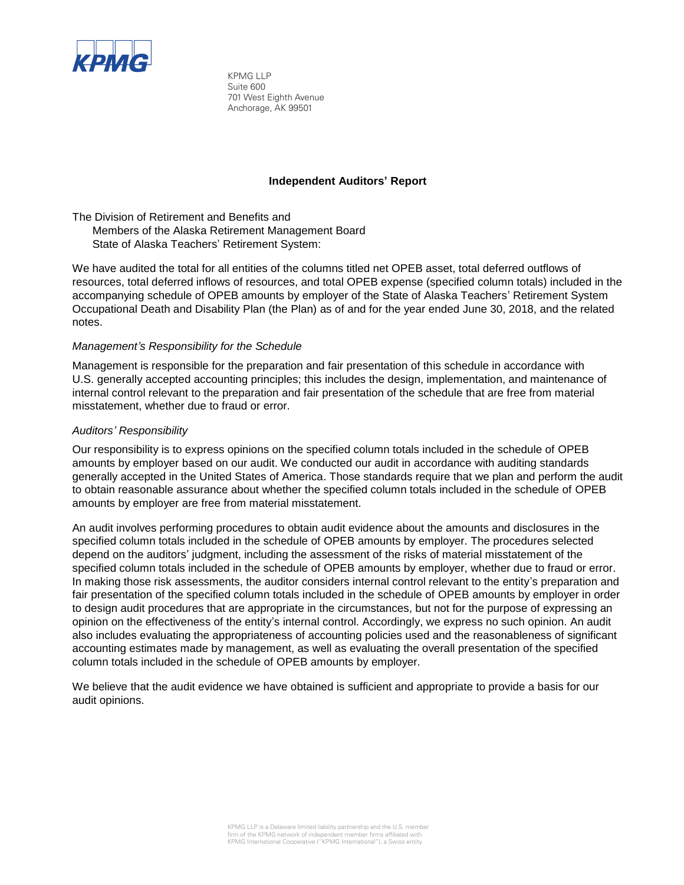KPMG LLP
Suite 600
701 West Eighth Avenue
Anchorage, AK 99501

## Independent Auditors' Report

The Division of Retirement and Benefits and
Members of the Alaska Retirement Management Board
State of Alaska Teachers' Retirement System:

We have audited the total for all entities of the columns titled net OPEB asset, total deferred outflows of resources, total deferred inflows of resources, and total OPEB expense (specified column totals) included in the accompanying schedule of OPEB amounts by employer of the State of Alaska Teachers' Retirement System Occupational Death and Disability Plan (the Plan) as of and for the year ended June 30, 2018, and the related notes.

*Management's Responsibility for the Schedule*

Management is responsible for the preparation and fair presentation of this schedule in accordance with U.S. generally accepted accounting principles; this includes the design, implementation, and maintenance of internal control relevant to the preparation and fair presentation of the schedule that are free from material misstatement, whether due to fraud or error.

*Auditors' Responsibility*

Our responsibility is to express opinions on the specified column totals included in the schedule of OPEB amounts by employer based on our audit. We conducted our audit in accordance with auditing standards generally accepted in the United States of America. Those standards require that we plan and perform the audit to obtain reasonable assurance about whether the specified column totals included in the schedule of OPEB amounts by employer are free from material misstatement.

An audit involves performing procedures to obtain audit evidence about the amounts and disclosures in the specified column totals included in the schedule of OPEB amounts by employer. The procedures selected depend on the auditors' judgment, including the assessment of the risks of material misstatement of the specified column totals included in the schedule of OPEB amounts by employer, whether due to fraud or error. In making those risk assessments, the auditor considers internal control relevant to the entity's preparation and fair presentation of the specified column totals included in the schedule of OPEB amounts by employer in order to design audit procedures that are appropriate in the circumstances, but not for the purpose of expressing an opinion on the effectiveness of the entity's internal control. Accordingly, we express no such opinion. An audit also includes evaluating the appropriateness of accounting policies used and the reasonableness of significant accounting estimates made by management, as well as evaluating the overall presentation of the specified column totals included in the schedule of OPEB amounts by employer.

We believe that the audit evidence we have obtained is sufficient and appropriate to provide a basis for our audit opinions.

KPMG LLP is a Delaware limited liability partnership and the U.S. member firm of the KPMG network of independent member firms affiliated with KPMG International Cooperative ("KPMG International"), a Swiss entity.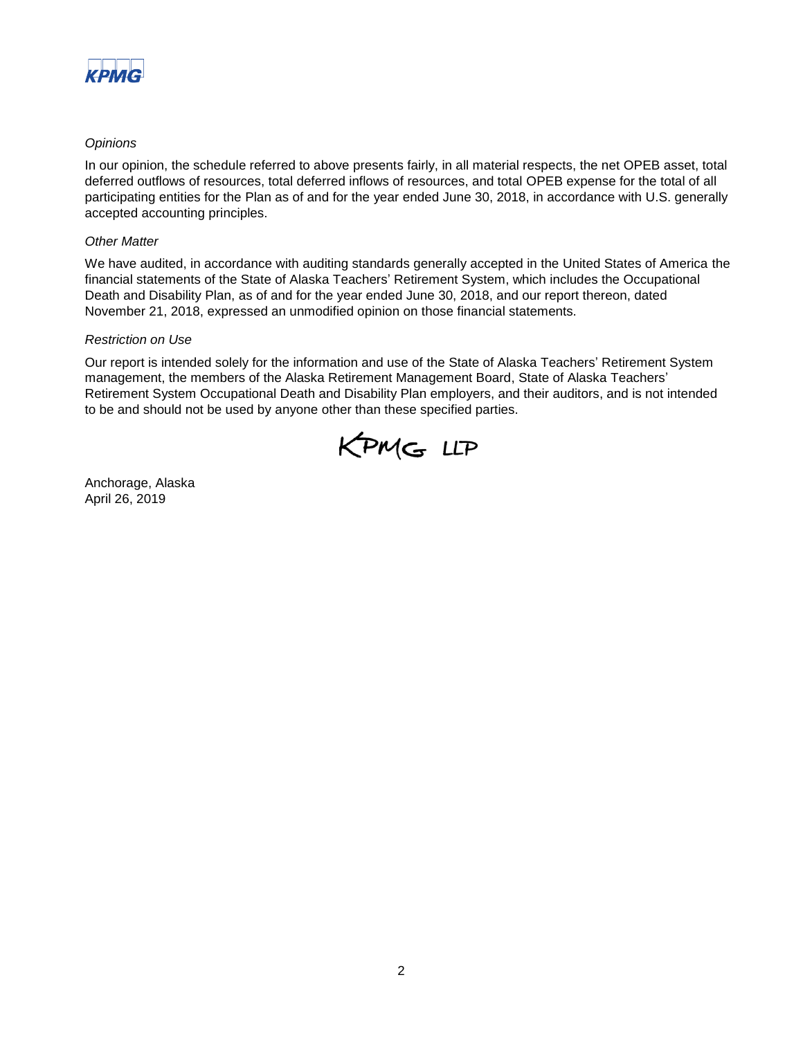*Opinions*

In our opinion, the schedule referred to above presents fairly, in all material respects, the net OPEB asset, total deferred outflows of resources, total deferred inflows of resources, and total OPEB expense for the total of all participating entities for the Plan as of and for the year ended June 30, 2018, in accordance with U.S. generally accepted accounting principles.

*Other Matter*

We have audited, in accordance with auditing standards generally accepted in the United States of America the financial statements of the State of Alaska Teachers' Retirement System, which includes the Occupational Death and Disability Plan, as of and for the year ended June 30, 2018, and our report thereon, dated November 21, 2018, expressed an unmodified opinion on those financial statements.

*Restriction on Use*

Our report is intended solely for the information and use of the State of Alaska Teachers' Retirement System management, the members of the Alaska Retirement Management Board, State of Alaska Teachers' Retirement System Occupational Death and Disability Plan employers, and their auditors, and is not intended to be and should not be used by anyone other than these specified parties.

KPMG LLP

Anchorage, Alaska
April 26, 2019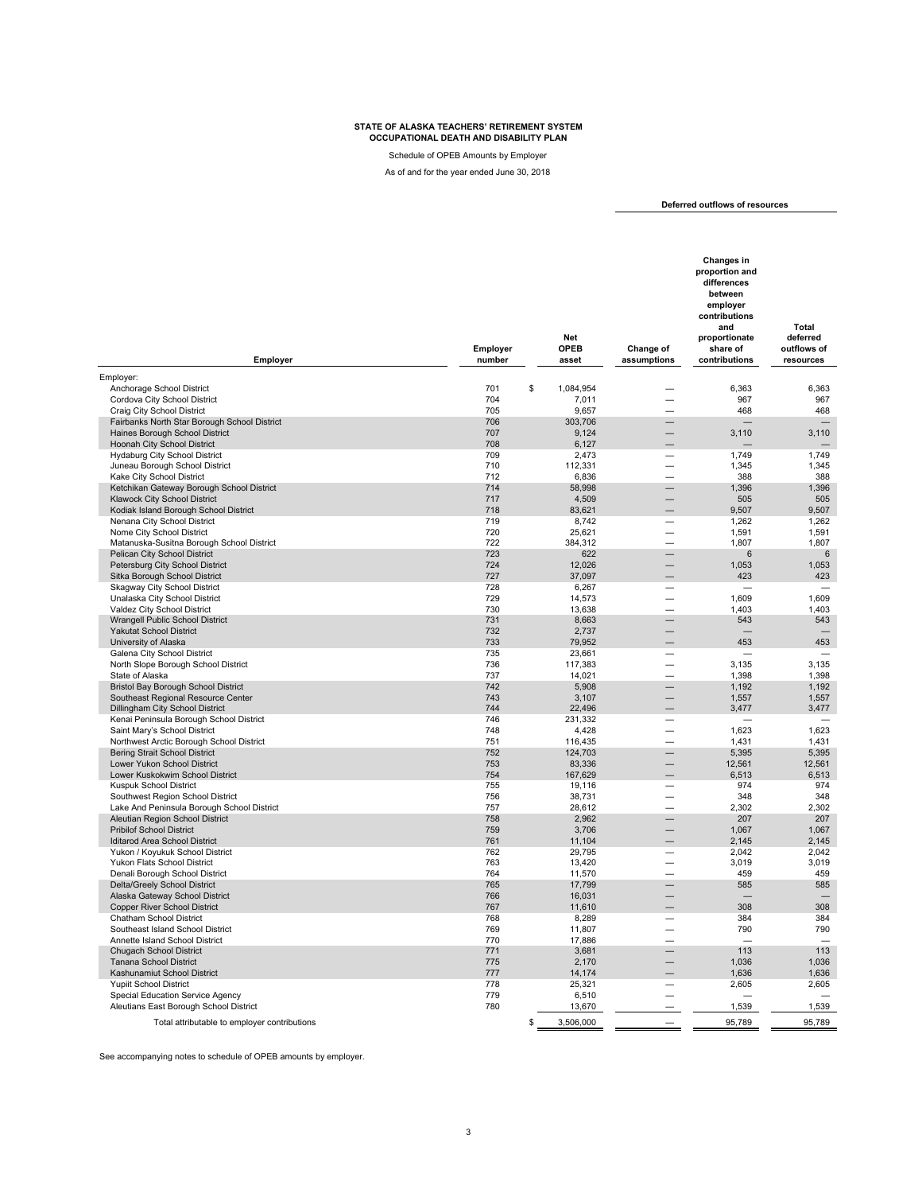**STATE OF ALASKA TEACHERS' RETIREMENT SYSTEM**
**OCCUPATIONAL DEATH AND DISABILITY PLAN**

Schedule of OPEB Amounts by Employer

As of and for the year ended June 30, 2018

| Employer | Employer number | Net OPEB asset | Deferred outflows of resources | | |
|---|---|---|---|---|---|
| | | | Change of assumptions | Changes in proportion and differences between employer contributions and proportionate share of contributions | Total deferred outflows of resources |
| Employer: | | | | | |
| Anchorage School District | 701 | $ 1,084,954 | — | 6,363 | 6,363 |
| Cordova City School District | 704 | 7,011 | — | 967 | 967 |
| Craig City School District | 705 | 9,657 | — | 468 | 468 |
| Fairbanks North Star Borough School District | 706 | 303,706 | — | — | — |
| Haines Borough School District | 707 | 9,124 | — | 3,110 | 3,110 |
| Hoonah City School District | 708 | 6,127 | — | — | — |
| Hydaburg City School District | 709 | 2,473 | — | 1,749 | 1,749 |
| Juneau Borough School District | 710 | 112,331 | — | 1,345 | 1,345 |
| Kake City School District | 712 | 6,836 | — | 388 | 388 |
| Ketchikan Gateway Borough School District | 714 | 58,998 | — | 1,396 | 1,396 |
| Klawock City School District | 717 | 4,509 | — | 505 | 505 |
| Kodiak Island Borough School District | 718 | 83,621 | — | 9,507 | 9,507 |
| Nenana City School District | 719 | 8,742 | — | 1,262 | 1,262 |
| Nome City School District | 720 | 25,621 | — | 1,591 | 1,591 |
| Matanuska-Susitna Borough School District | 722 | 384,312 | — | 1,807 | 1,807 |
| Pelican City School District | 723 | 622 | — | 6 | 6 |
| Petersburg City School District | 724 | 12,026 | — | 1,053 | 1,053 |
| Sitka Borough School District | 727 | 37,097 | — | 423 | 423 |
| Skagway City School District | 728 | 6,267 | — | — | — |
| Unalaska City School District | 729 | 14,573 | — | 1,609 | 1,609 |
| Valdez City School District | 730 | 13,638 | — | 1,403 | 1,403 |
| Wrangell Public School District | 731 | 8,663 | — | 543 | 543 |
| Yakutat School District | 732 | 2,737 | — | — | — |
| University of Alaska | 733 | 79,952 | — | 453 | 453 |
| Galena City School District | 735 | 23,661 | — | — | — |
| North Slope Borough School District | 736 | 117,383 | — | 3,135 | 3,135 |
| State of Alaska | 737 | 14,021 | — | 1,398 | 1,398 |
| Bristol Bay Borough School District | 742 | 5,908 | — | 1,192 | 1,192 |
| Southeast Regional Resource Center | 743 | 3,107 | — | 1,557 | 1,557 |
| Dillingham City School District | 744 | 22,496 | — | 3,477 | 3,477 |
| Kenai Peninsula Borough School District | 746 | 231,332 | — | — | — |
| Saint Mary's School District | 748 | 4,428 | — | 1,623 | 1,623 |
| Northwest Arctic Borough School District | 751 | 116,435 | — | 1,431 | 1,431 |
| Bering Strait School District | 752 | 124,703 | — | 5,395 | 5,395 |
| Lower Yukon School District | 753 | 83,336 | — | 12,561 | 12,561 |
| Lower Kuskokwim School District | 754 | 167,629 | — | 6,513 | 6,513 |
| Kuspuk School District | 755 | 19,116 | — | 974 | 974 |
| Southwest Region School District | 756 | 38,731 | — | 348 | 348 |
| Lake And Peninsula Borough School District | 757 | 28,612 | — | 2,302 | 2,302 |
| Aleutian Region School District | 758 | 2,962 | — | 207 | 207 |
| Pribilof School District | 759 | 3,706 | — | 1,067 | 1,067 |
| Iditarod Area School District | 761 | 11,104 | — | 2,145 | 2,145 |
| Yukon / Koyukuk School District | 762 | 29,795 | — | 2,042 | 2,042 |
| Yukon Flats School District | 763 | 13,420 | — | 3,019 | 3,019 |
| Denali Borough School District | 764 | 11,570 | — | 459 | 459 |
| Delta/Greely School District | 765 | 17,799 | — | 585 | 585 |
| Alaska Gateway School District | 766 | 16,031 | — | — | — |
| Copper River School District | 767 | 11,610 | — | 308 | 308 |
| Chatham School District | 768 | 8,289 | — | 384 | 384 |
| Southeast Island School District | 769 | 11,807 | — | 790 | 790 |
| Annette Island School District | 770 | 17,886 | — | — | — |
| Chugach School District | 771 | 3,681 | — | 113 | 113 |
| Tanana School District | 775 | 2,170 | — | 1,036 | 1,036 |
| Kashunamiut School District | 777 | 14,174 | — | 1,636 | 1,636 |
| Yupiit School District | 778 | 25,321 | — | 2,605 | 2,605 |
| Special Education Service Agency | 779 | 6,510 | — | — | — |
| Aleutians East Borough School District | 780 | 13,670 | — | 1,539 | 1,539 |
| Total attributable to employer contributions | | $ 3,506,000 | — | 95,789 | 95,789 |

See accompanying notes to schedule of OPEB amounts by employer.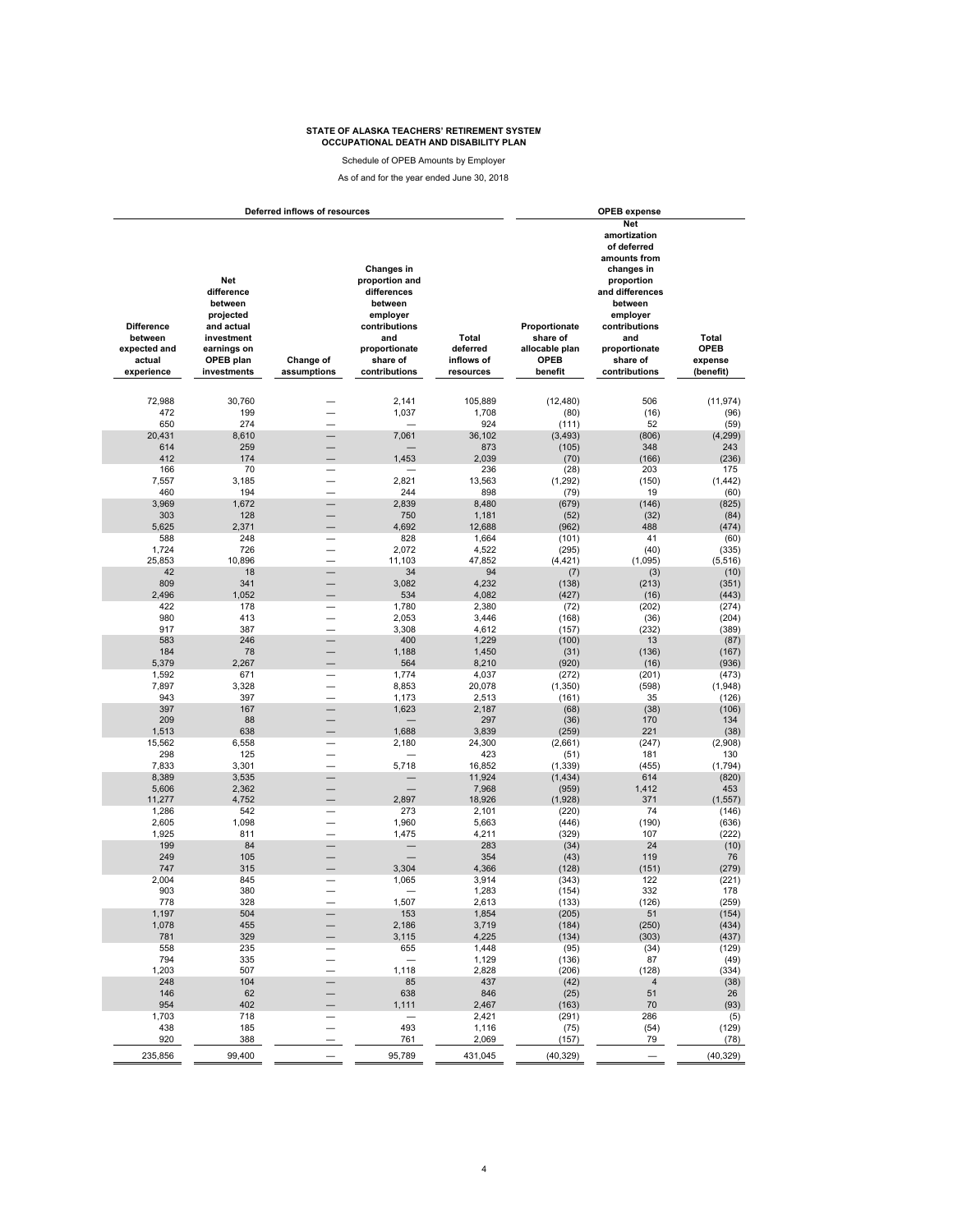**STATE OF ALASKA TEACHERS' RETIREMENT SYSTEM**
**OCCUPATIONAL DEATH AND DISABILITY PLAN**

Schedule of OPEB Amounts by Employer

As of and for the year ended June 30, 2018

| Deferred inflows of resources | | | | | OPEB expense | | |
|---|---|---|---|---|---|---|---|
| Difference between expected and actual experience | Net difference between projected and actual investment earnings on OPEB plan investments | Change of assumptions | Changes in proportion and differences between employer contributions and proportionate share of contributions | Total deferred inflows of resources | Proportionate share of allocable plan OPEB benefit | Net amortization of deferred amounts from changes in proportion and differences between employer contributions and proportionate share of contributions | Total OPEB expense (benefit) |
| 72,988 | 30,760 | — | 2,141 | 105,889 | (12,480) | 506 | (11,974) |
| 472 | 199 | — | 1,037 | 1,708 | (80) | (16) | (96) |
| 650 | 274 | — | — | 924 | (111) | 52 | (59) |
| 20,431 | 8,610 | — | 7,061 | 36,102 | (3,493) | (806) | (4,299) |
| 614 | 259 | — | — | 873 | (105) | 348 | 243 |
| 412 | 174 | — | 1,453 | 2,039 | (70) | (166) | (236) |
| 166 | 70 | — | — | 236 | (28) | 203 | 175 |
| 7,557 | 3,185 | — | 2,821 | 13,563 | (1,292) | (150) | (1,442) |
| 460 | 194 | — | 244 | 898 | (79) | 19 | (60) |
| 3,969 | 1,672 | — | 2,839 | 8,480 | (679) | (146) | (825) |
| 303 | 128 | — | 750 | 1,181 | (52) | (32) | (84) |
| 5,625 | 2,371 | — | 4,692 | 12,688 | (962) | 488 | (474) |
| 588 | 248 | — | 828 | 1,664 | (101) | 41 | (60) |
| 1,724 | 726 | — | 2,072 | 4,522 | (295) | (40) | (335) |
| 25,853 | 10,896 | — | 11,103 | 47,852 | (4,421) | (1,095) | (5,516) |
| 42 | 18 | — | 34 | 94 | (7) | (3) | (10) |
| 809 | 341 | — | 3,082 | 4,232 | (138) | (213) | (351) |
| 2,496 | 1,052 | — | 534 | 4,082 | (427) | (16) | (443) |
| 422 | 178 | — | 1,780 | 2,380 | (72) | (202) | (274) |
| 980 | 413 | — | 2,053 | 3,446 | (168) | (36) | (204) |
| 917 | 387 | — | 3,308 | 4,612 | (157) | (232) | (389) |
| 583 | 246 | — | 400 | 1,229 | (100) | 13 | (87) |
| 184 | 78 | — | 1,188 | 1,450 | (31) | (136) | (167) |
| 5,379 | 2,267 | — | 564 | 8,210 | (920) | (16) | (936) |
| 1,592 | 671 | — | 1,774 | 4,037 | (272) | (201) | (473) |
| 7,897 | 3,328 | — | 8,853 | 20,078 | (1,350) | (598) | (1,948) |
| 943 | 397 | — | 1,173 | 2,513 | (161) | 35 | (126) |
| 397 | 167 | — | 1,623 | 2,187 | (68) | (38) | (106) |
| 209 | 88 | — | — | 297 | (36) | 170 | 134 |
| 1,513 | 638 | — | 1,688 | 3,839 | (259) | 221 | (38) |
| 15,562 | 6,558 | — | 2,180 | 24,300 | (2,661) | (247) | (2,908) |
| 298 | 125 | — | — | 423 | (51) | 181 | 130 |
| 7,833 | 3,301 | — | 5,718 | 16,852 | (1,339) | (455) | (1,794) |
| 8,389 | 3,535 | — | — | 11,924 | (1,434) | 614 | (820) |
| 5,606 | 2,362 | — | — | 7,968 | (959) | 1,412 | 453 |
| 11,277 | 4,752 | — | 2,897 | 18,926 | (1,928) | 371 | (1,557) |
| 1,286 | 542 | — | 273 | 2,101 | (220) | 74 | (146) |
| 2,605 | 1,098 | — | 1,960 | 5,663 | (446) | (190) | (636) |
| 1,925 | 811 | — | 1,475 | 4,211 | (329) | 107 | (222) |
| 199 | 84 | — | — | 283 | (34) | 24 | (10) |
| 249 | 105 | — | — | 354 | (43) | 119 | 76 |
| 747 | 315 | — | 3,304 | 4,366 | (128) | (151) | (279) |
| 2,004 | 845 | — | 1,065 | 3,914 | (343) | 122 | (221) |
| 903 | 380 | — | — | 1,283 | (154) | 332 | 178 |
| 778 | 328 | — | 1,507 | 2,613 | (133) | (126) | (259) |
| 1,197 | 504 | — | 153 | 1,854 | (205) | 51 | (154) |
| 1,078 | 455 | — | 2,186 | 3,719 | (184) | (250) | (434) |
| 781 | 329 | — | 3,115 | 4,225 | (134) | (303) | (437) |
| 558 | 235 | — | 655 | 1,448 | (95) | (34) | (129) |
| 794 | 335 | — | — | 1,129 | (136) | 87 | (49) |
| 1,203 | 507 | — | 1,118 | 2,828 | (206) | (128) | (334) |
| 248 | 104 | — | 85 | 437 | (42) | 4 | (38) |
| 146 | 62 | — | 638 | 846 | (25) | 51 | 26 |
| 954 | 402 | — | 1,111 | 2,467 | (163) | 70 | (93) |
| 1,703 | 718 | — | — | 2,421 | (291) | 286 | (5) |
| 438 | 185 | — | 493 | 1,116 | (75) | (54) | (129) |
| 920 | 388 | — | 761 | 2,069 | (157) | 79 | (78) |
| 235,856 | 99,400 | — | 95,789 | 431,045 | (40,329) | — | (40,329) |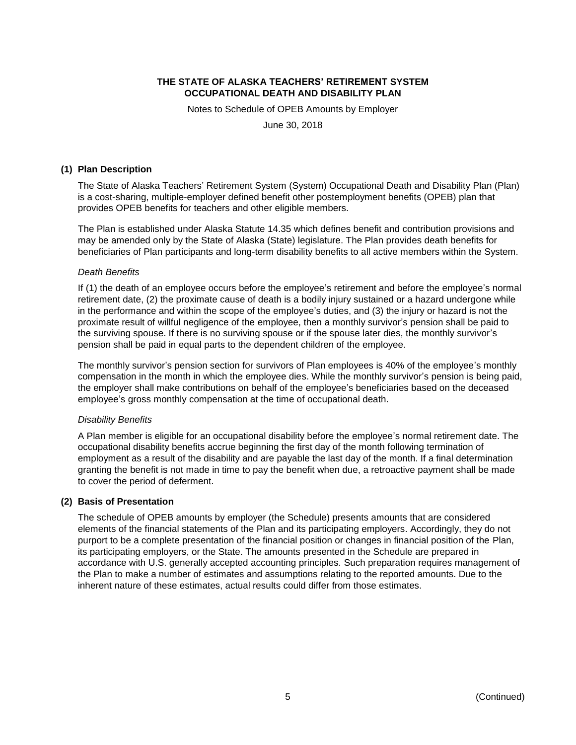# THE STATE OF ALASKA TEACHERS' RETIREMENT SYSTEM
# OCCUPATIONAL DEATH AND DISABILITY PLAN

Notes to Schedule of OPEB Amounts by Employer

June 30, 2018

## (1) Plan Description

The State of Alaska Teachers' Retirement System (System) Occupational Death and Disability Plan (Plan) is a cost-sharing, multiple-employer defined benefit other postemployment benefits (OPEB) plan that provides OPEB benefits for teachers and other eligible members.

The Plan is established under Alaska Statute 14.35 which defines benefit and contribution provisions and may be amended only by the State of Alaska (State) legislature. The Plan provides death benefits for beneficiaries of Plan participants and long-term disability benefits to all active members within the System.

*Death Benefits*

If (1) the death of an employee occurs before the employee's retirement and before the employee's normal retirement date, (2) the proximate cause of death is a bodily injury sustained or a hazard undergone while in the performance and within the scope of the employee's duties, and (3) the injury or hazard is not the proximate result of willful negligence of the employee, then a monthly survivor's pension shall be paid to the surviving spouse. If there is no surviving spouse or if the spouse later dies, the monthly survivor's pension shall be paid in equal parts to the dependent children of the employee.

The monthly survivor's pension section for survivors of Plan employees is 40% of the employee's monthly compensation in the month in which the employee dies. While the monthly survivor's pension is being paid, the employer shall make contributions on behalf of the employee's beneficiaries based on the deceased employee's gross monthly compensation at the time of occupational death.

*Disability Benefits*

A Plan member is eligible for an occupational disability before the employee's normal retirement date. The occupational disability benefits accrue beginning the first day of the month following termination of employment as a result of the disability and are payable the last day of the month. If a final determination granting the benefit is not made in time to pay the benefit when due, a retroactive payment shall be made to cover the period of deferment.

## (2) Basis of Presentation

The schedule of OPEB amounts by employer (the Schedule) presents amounts that are considered elements of the financial statements of the Plan and its participating employers. Accordingly, they do not purport to be a complete presentation of the financial position or changes in financial position of the Plan, its participating employers, or the State. The amounts presented in the Schedule are prepared in accordance with U.S. generally accepted accounting principles. Such preparation requires management of the Plan to make a number of estimates and assumptions relating to the reported amounts. Due to the inherent nature of these estimates, actual results could differ from those estimates.

(Continued)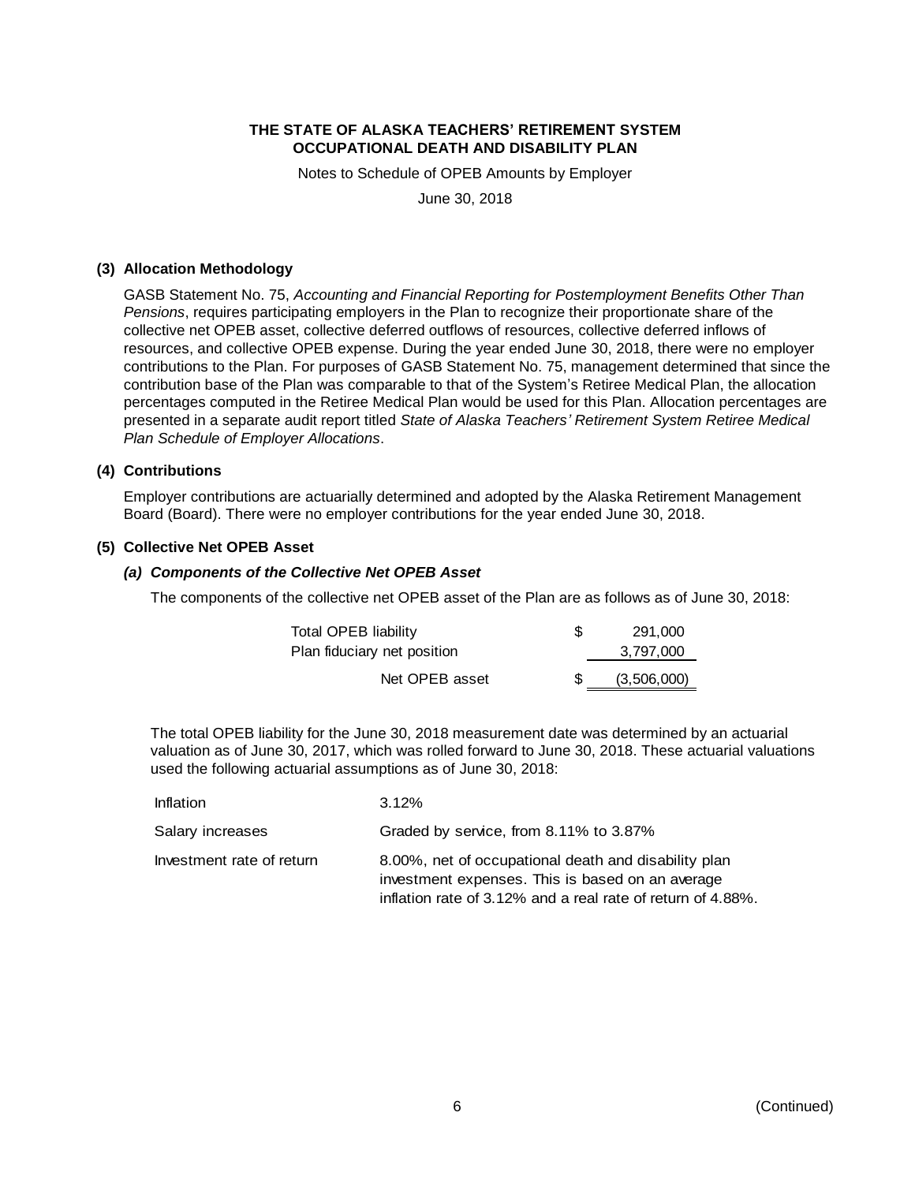# THE STATE OF ALASKA TEACHERS' RETIREMENT SYSTEM
# OCCUPATIONAL DEATH AND DISABILITY PLAN

Notes to Schedule of OPEB Amounts by Employer

June 30, 2018

## (3) Allocation Methodology

GASB Statement No. 75, *Accounting and Financial Reporting for Postemployment Benefits Other Than Pensions*, requires participating employers in the Plan to recognize their proportionate share of the collective net OPEB asset, collective deferred outflows of resources, collective deferred inflows of resources, and collective OPEB expense. During the year ended June 30, 2018, there were no employer contributions to the Plan. For purposes of GASB Statement No. 75, management determined that since the contribution base of the Plan was comparable to that of the System's Retiree Medical Plan, the allocation percentages computed in the Retiree Medical Plan would be used for this Plan. Allocation percentages are presented in a separate audit report titled *State of Alaska Teachers' Retirement System Retiree Medical Plan Schedule of Employer Allocations*.

## (4) Contributions

Employer contributions are actuarially determined and adopted by the Alaska Retirement Management Board (Board). There were no employer contributions for the year ended June 30, 2018.

## (5) Collective Net OPEB Asset

### *(a) Components of the Collective Net OPEB Asset*

The components of the collective net OPEB asset of the Plan are as follows as of June 30, 2018:

| | | |
|---|---|---|
| Total OPEB liability | $ | 291,000 |
| Plan fiduciary net position | | 3,797,000 |
| Net OPEB asset | $ | (3,506,000) |

The total OPEB liability for the June 30, 2018 measurement date was determined by an actuarial valuation as of June 30, 2017, which was rolled forward to June 30, 2018. These actuarial valuations used the following actuarial assumptions as of June 30, 2018:

| | |
|---|---|
| Inflation | 3.12% |
| Salary increases | Graded by service, from 8.11% to 3.87% |
| Investment rate of return | 8.00%, net of occupational death and disability plan investment expenses. This is based on an average inflation rate of 3.12% and a real rate of return of 4.88%. |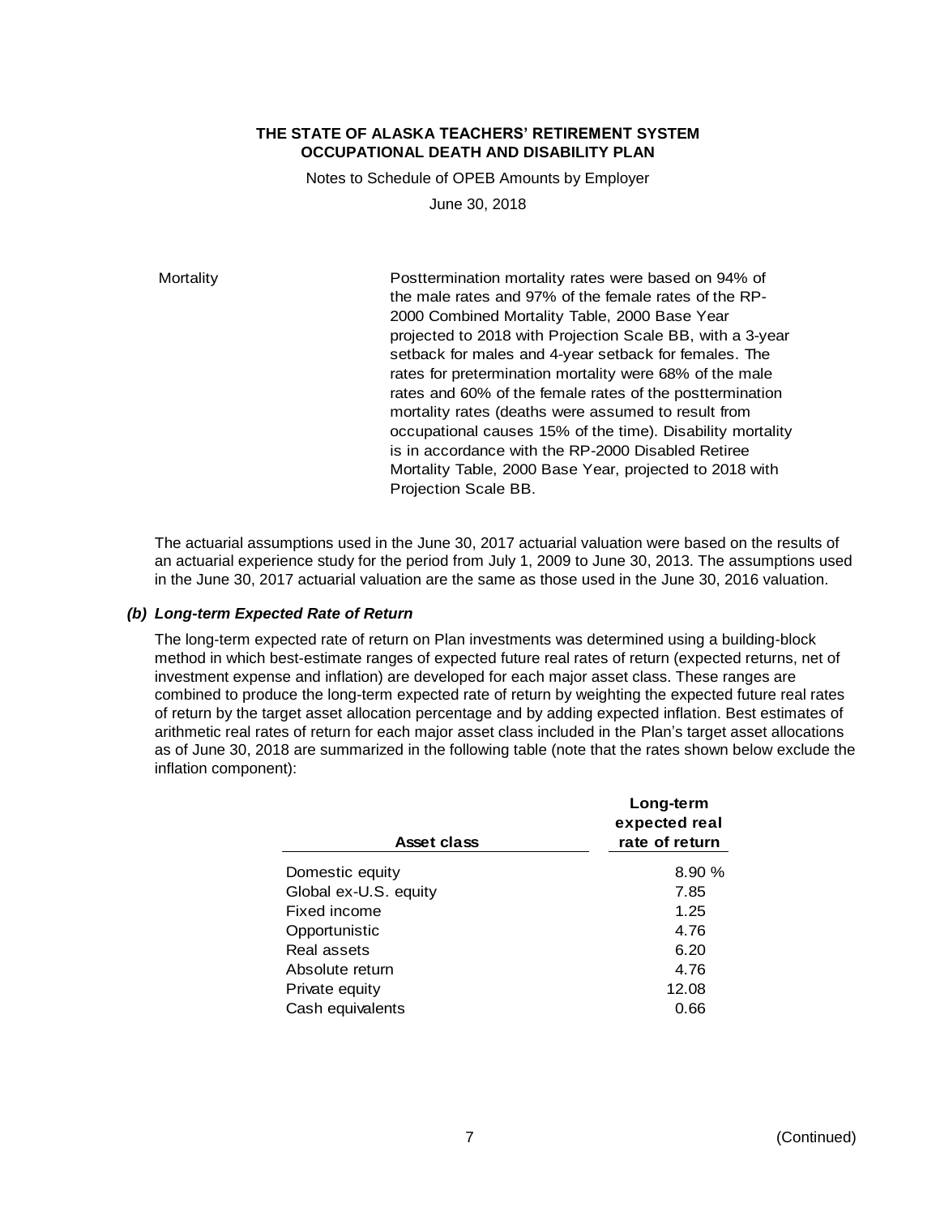# THE STATE OF ALASKA TEACHERS' RETIREMENT SYSTEM
## OCCUPATIONAL DEATH AND DISABILITY PLAN

Notes to Schedule of OPEB Amounts by Employer

June 30, 2018

| | |
|---|---|
| Mortality | Posttermination mortality rates were based on 94% of the male rates and 97% of the female rates of the RP-2000 Combined Mortality Table, 2000 Base Year projected to 2018 with Projection Scale BB, with a 3-year setback for males and 4-year setback for females. The rates for pretermination mortality were 68% of the male rates and 60% of the female rates of the posttermination mortality rates (deaths were assumed to result from occupational causes 15% of the time). Disability mortality is in accordance with the RP-2000 Disabled Retiree Mortality Table, 2000 Base Year, projected to 2018 with Projection Scale BB. |

The actuarial assumptions used in the June 30, 2017 actuarial valuation were based on the results of an actuarial experience study for the period from July 1, 2009 to June 30, 2013. The assumptions used in the June 30, 2017 actuarial valuation are the same as those used in the June 30, 2016 valuation.

### *(b) Long-term Expected Rate of Return*

The long-term expected rate of return on Plan investments was determined using a building-block method in which best-estimate ranges of expected future real rates of return (expected returns, net of investment expense and inflation) are developed for each major asset class. These ranges are combined to produce the long-term expected rate of return by weighting the expected future real rates of return by the target asset allocation percentage and by adding expected inflation. Best estimates of arithmetic real rates of return for each major asset class included in the Plan's target asset allocations as of June 30, 2018 are summarized in the following table (note that the rates shown below exclude the inflation component):

| Asset class | Long-term expected real rate of return |
|---|---|
| Domestic equity | 8.90 % |
| Global ex-U.S. equity | 7.85 |
| Fixed income | 1.25 |
| Opportunistic | 4.76 |
| Real assets | 6.20 |
| Absolute return | 4.76 |
| Private equity | 12.08 |
| Cash equivalents | 0.66 |

(Continued)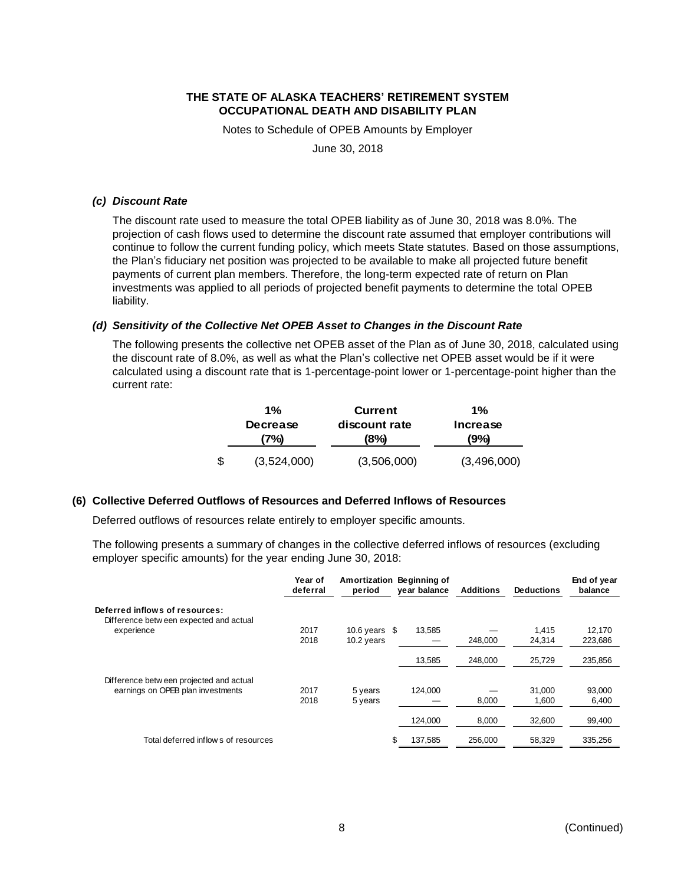**THE STATE OF ALASKA TEACHERS' RETIREMENT SYSTEM**
**OCCUPATIONAL DEATH AND DISABILITY PLAN**

Notes to Schedule of OPEB Amounts by Employer

June 30, 2018

#### *(c) Discount Rate*

The discount rate used to measure the total OPEB liability as of June 30, 2018 was 8.0%. The projection of cash flows used to determine the discount rate assumed that employer contributions will continue to follow the current funding policy, which meets State statutes. Based on those assumptions, the Plan's fiduciary net position was projected to be available to make all projected future benefit payments of current plan members. Therefore, the long-term expected rate of return on Plan investments was applied to all periods of projected benefit payments to determine the total OPEB liability.

#### *(d) Sensitivity of the Collective Net OPEB Asset to Changes in the Discount Rate*

The following presents the collective net OPEB asset of the Plan as of June 30, 2018, calculated using the discount rate of 8.0%, as well as what the Plan's collective net OPEB asset would be if it were calculated using a discount rate that is 1-percentage-point lower or 1-percentage-point higher than the current rate:

| 1% Decrease (7%) | Current discount rate (8%) | 1% Increase (9%) |
|---|---|---|
| $ (3,524,000) | (3,506,000) | (3,496,000) |

### (6) Collective Deferred Outflows of Resources and Deferred Inflows of Resources

Deferred outflows of resources relate entirely to employer specific amounts.

The following presents a summary of changes in the collective deferred inflows of resources (excluding employer specific amounts) for the year ending June 30, 2018:

| | Year of deferral | Amortization period | Beginning of year balance | Additions | Deductions | End of year balance |
|---|---|---|---|---|---|---|
| **Deferred inflows of resources:** | | | | | | |
| Difference between expected and actual experience | 2017 | 10.6 years | $ 13,585 | — | 1,415 | 12,170 |
| | 2018 | 10.2 years | — | 248,000 | 24,314 | 223,686 |
| | | | 13,585 | 248,000 | 25,729 | 235,856 |
| Difference between projected and actual earnings on OPEB plan investments | 2017 | 5 years | 124,000 | — | 31,000 | 93,000 |
| | 2018 | 5 years | — | 8,000 | 1,600 | 6,400 |
| | | | 124,000 | 8,000 | 32,600 | 99,400 |
| Total deferred inflows of resources | | | $ 137,585 | 256,000 | 58,329 | 335,256 |

(Continued)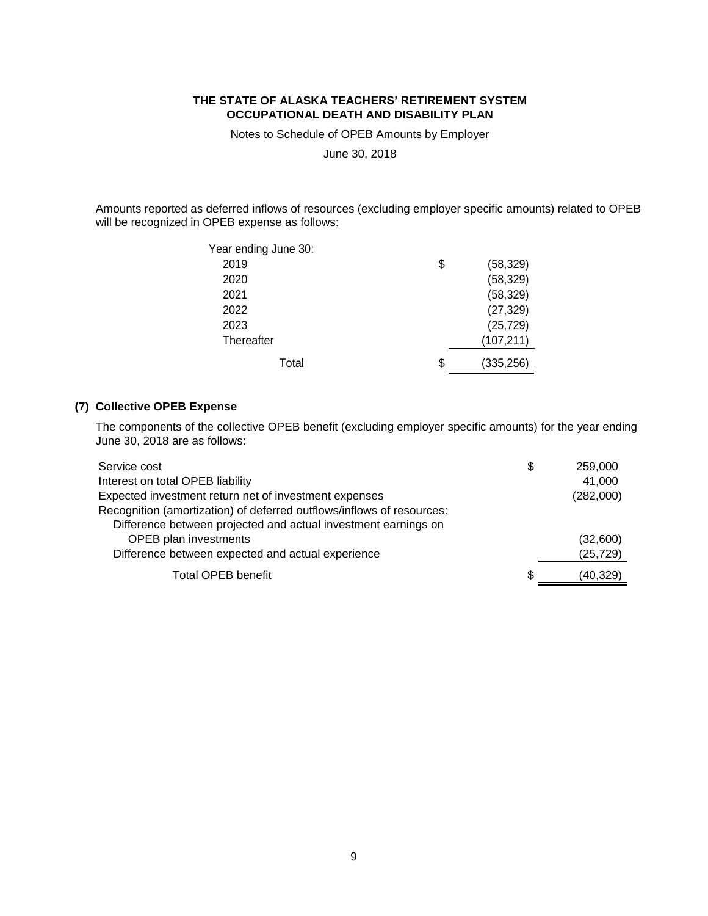# THE STATE OF ALASKA TEACHERS' RETIREMENT SYSTEM
# OCCUPATIONAL DEATH AND DISABILITY PLAN

Notes to Schedule of OPEB Amounts by Employer

June 30, 2018

Amounts reported as deferred inflows of resources (excluding employer specific amounts) related to OPEB will be recognized in OPEB expense as follows:

| | |
|---|---|
| Year ending June 30: | |
| 2019 | $ (58,329) |
| 2020 | (58,329) |
| 2021 | (58,329) |
| 2022 | (27,329) |
| 2023 | (25,729) |
| Thereafter | (107,211) |
| Total | $ (335,256) |

## (7) Collective OPEB Expense

The components of the collective OPEB benefit (excluding employer specific amounts) for the year ending June 30, 2018 are as follows:

| | |
|---|---|
| Service cost | $ 259,000 |
| Interest on total OPEB liability | 41,000 |
| Expected investment return net of investment expenses | (282,000) |
| Recognition (amortization) of deferred outflows/inflows of resources: | |
| Difference between projected and actual investment earnings on OPEB plan investments | (32,600) |
| Difference between expected and actual experience | (25,729) |
| Total OPEB benefit | $ (40,329) |